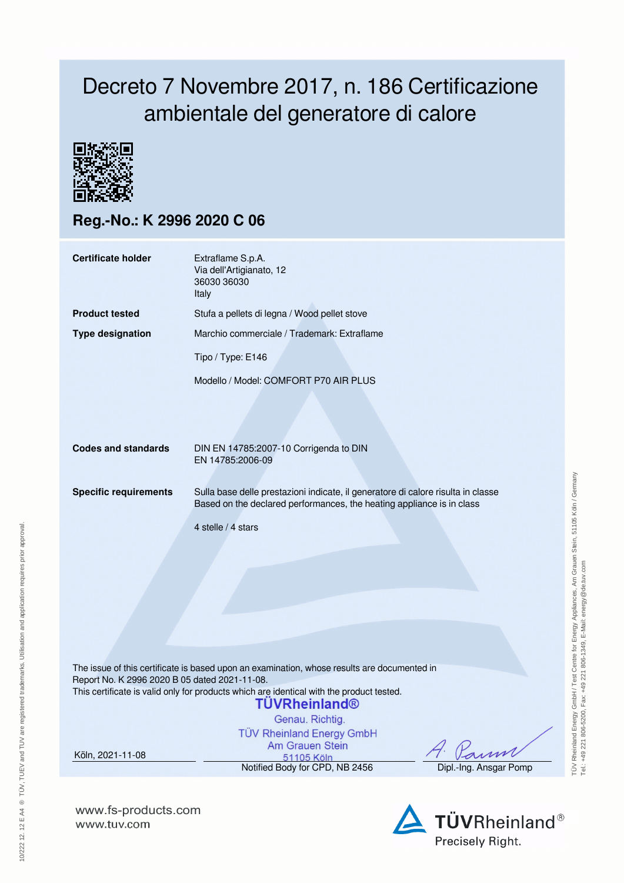# Decreto 7 Novembre 2017, n. 186 Certificazione ambientale del generatore di calore

## Reg.-No.: K 2996 2020 C 06

| | |
|---|---|
| **Certificate holder** | Extraflame S.p.A.<br>Via dell'Artigianato, 12<br>36030 36030<br>Italy |
| **Product tested** | Stufa a pellets di legna / Wood pellet stove |
| **Type designation** | Marchio commerciale / Trademark: Extraflame<br><br>Tipo / Type: E146<br><br>Modello / Model: COMFORT P70 AIR PLUS |
| **Codes and standards** | DIN EN 14785:2007-10 Corrigenda to DIN EN 14785:2006-09 |
| **Specific requirements** | Sulla base delle prestazioni indicate, il generatore di calore risulta in classe<br>Based on the declared performances, the heating appliance is in class<br><br>4 stelle / 4 stars |

The issue of this certificate is based upon an examination, whose results are documented in Report No. K 2996 2020 B 05 dated 2021-11-08.
This certificate is valid only for products which are identical with the product tested.

TÜVRheinland®
Genau. Richtig.
TÜV Rheinland Energy GmbH
Am Grauen Stein
51105 Köln

Köln, 2021-11-08

Notified Body for CPD, NB 2456

Dipl.-Ing. Ansgar Pomp

TÜV Rheinland Energy GmbH / Test Centre for Energy Appliances, Am Grauen Stein, 51105 Köln / Germany
Tel.: +49 221 806-5200, Fax: +49 221 806-1349, E-Mail: energy@de.tuv.com

10/222 12. 12 E A4 ® TÜV, TUEV and TUV are registered trademarks. Utilisation and application requires prior approval.

www.fs-products.com
www.tuv.com

TÜVRheinland®
Precisely Right.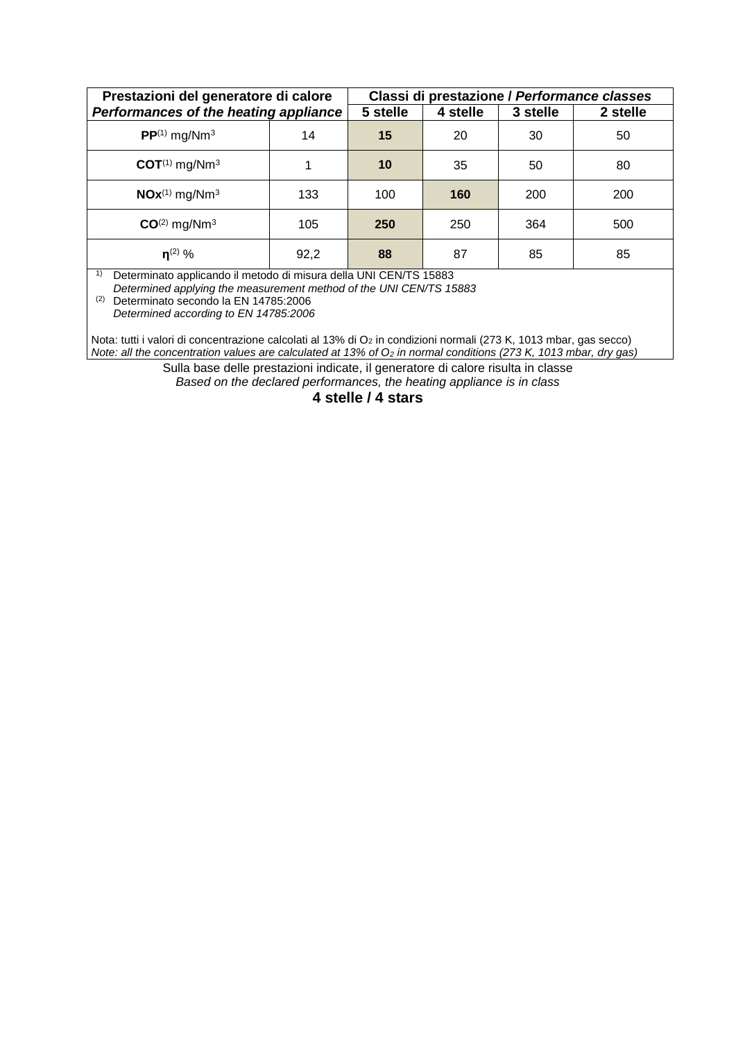| **Prestazioni del generatore di calore** *Performances of the heating appliance* | | **Classi di prestazione / *Performance classes*** | | | |
|---|---|---|---|---|---|
| | | **5 stelle** | **4 stelle** | **3 stelle** | **2 stelle** |
| **PP**[1] mg/Nm$^3$ | 14 | **15** | 20 | 30 | 50 |
| **COT**[1] mg/Nm$^3$ | 1 | **10** | 35 | 50 | 80 |
| **NOx**[1] mg/Nm$^3$ | 133 | 100 | **160** | 200 | 200 |
| **CO**[2] mg/Nm$^3$ | 105 | **250** | 250 | 364 | 500 |
| **η**[2] % | 92,2 | **88** | 87 | 85 | 85 |

[1] Determinato applicando il metodo di misura della UNI CEN/TS 15883
*Determined applying the measurement method of the UNI CEN/TS 15883*
[2] Determinato secondo la EN 14785:2006
*Determined according to EN 14785:2006*

Nota: tutti i valori di concentrazione calcolati al 13% di $O_2$ in condizioni normali (273 K, 1013 mbar, gas secco)
*Note: all the concentration values are calculated at 13% of $O_2$ in normal conditions (273 K, 1013 mbar, dry gas)*

Sulla base delle prestazioni indicate, il generatore di calore risulta in classe
*Based on the declared performances, the heating appliance is in class*

**4 stelle / 4 stars**